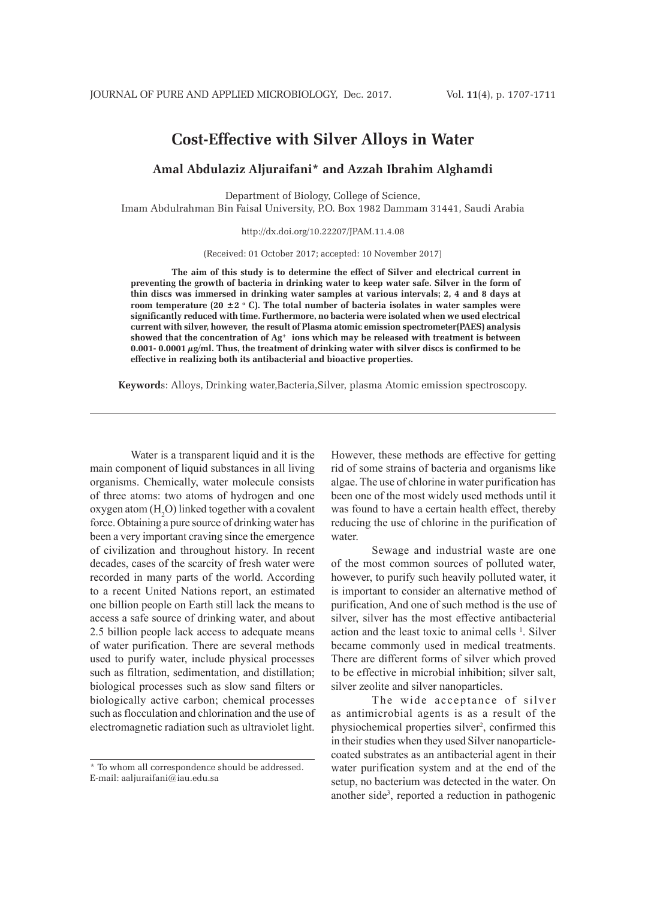# Cost-Effective with Silver Alloys in Water

**Amal Abdulaziz Aljuraifani* and Azzah Ibrahim Alghamdi**

Department of Biology, College of Science,
Imam Abdulrahman Bin Faisal University, P.O. Box 1982 Dammam 31441, Saudi Arabia

http://dx.doi.org/10.22207/JPAM.11.4.08

(Received: 01 October 2017; accepted: 10 November 2017)

**The aim of this study is to determine the effect of Silver and electrical current in preventing the growth of bacteria in drinking water to keep water safe. Silver in the form of thin discs was immersed in drinking water samples at various intervals; 2, 4 and 8 days at room temperature (20 ±2 º C). The total number of bacteria isolates in water samples were significantly reduced with time. Furthermore, no bacteria were isolated when we used electrical current with silver, however, the result of Plasma atomic emission spectrometer(PAES) analysis showed that the concentration of $Ag^{+}$ ions which may be released with treatment is between 0.001- 0.0001 $\mu$g/ml. Thus, the treatment of drinking water with silver discs is confirmed to be effective in realizing both its antibacterial and bioactive properties.**

**Keywords**: Alloys, Drinking water,Bacteria,Silver, plasma Atomic emission spectroscopy.

---

Water is a transparent liquid and it is the main component of liquid substances in all living organisms. Chemically, water molecule consists of three atoms: two atoms of hydrogen and one oxygen atom ($H_2O$) linked together with a covalent force. Obtaining a pure source of drinking water has been a very important craving since the emergence of civilization and throughout history. In recent decades, cases of the scarcity of fresh water were recorded in many parts of the world. According to a recent United Nations report, an estimated one billion people on Earth still lack the means to access a safe source of drinking water, and about 2.5 billion people lack access to adequate means of water purification. There are several methods used to purify water, include physical processes such as filtration, sedimentation, and distillation; biological processes such as slow sand filters or biologically active carbon; chemical processes such as flocculation and chlorination and the use of electromagnetic radiation such as ultraviolet light. However, these methods are effective for getting rid of some strains of bacteria and organisms like algae. The use of chlorine in water purification has been one of the most widely used methods until it was found to have a certain health effect, thereby reducing the use of chlorine in the purification of water.

Sewage and industrial waste are one of the most common sources of polluted water, however, to purify such heavily polluted water, it is important to consider an alternative method of purification, And one of such method is the use of silver, silver has the most effective antibacterial action and the least toxic to animal cells [1]. Silver became commonly used in medical treatments. There are different forms of silver which proved to be effective in microbial inhibition; silver salt, silver zeolite and silver nanoparticles.

The wide acceptance of silver as antimicrobial agents is as a result of the physiochemical properties silver[2], confirmed this in their studies when they used Silver nanoparticle-coated substrates as an antibacterial agent in their water purification system and at the end of the setup, no bacterium was detected in the water. On another side[3], reported a reduction in pathogenic

---

* To whom all correspondence should be addressed.
E-mail: aaljuraifani@iau.edu.sa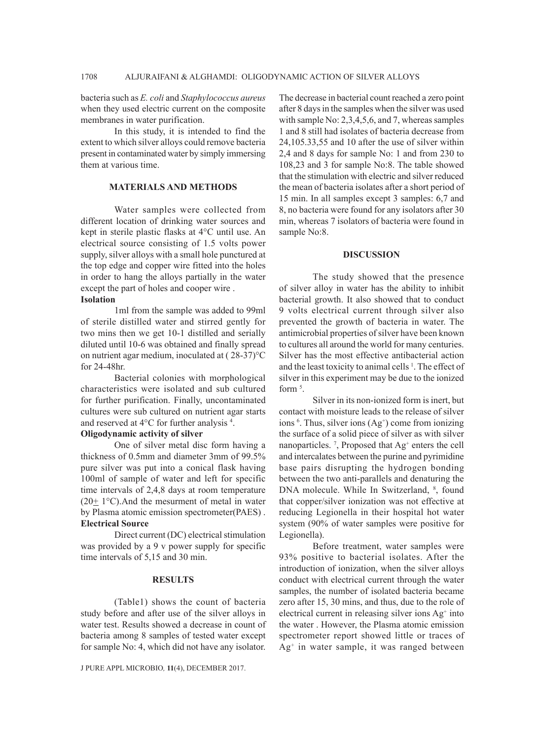bacteria such as *E. coli* and *Staphylococcus aureus* when they used electric current on the composite membranes in water purification.

In this study, it is intended to find the extent to which silver alloys could remove bacteria present in contaminated water by simply immersing them at various time.

## MATERIALS AND METHODS

Water samples were collected from different location of drinking water sources and kept in sterile plastic flasks at 4°C until use. An electrical source consisting of 1.5 volts power supply, silver alloys with a small hole punctured at the top edge and copper wire fitted into the holes in order to hang the alloys partially in the water except the part of holes and cooper wire .

### Isolation

1ml from the sample was added to 99ml of sterile distilled water and stirred gently for two mins then we get 10-1 distilled and serially diluted until 10-6 was obtained and finally spread on nutrient agar medium, inoculated at ( 28-37)°C for 24-48hr.

Bacterial colonies with morphological characteristics were isolated and sub cultured for further purification. Finally, uncontaminated cultures were sub cultured on nutrient agar starts and reserved at 4°C for further analysis [4].

### Oligodynamic activity of silver

One of silver metal disc form having a thickness of 0.5mm and diameter 3mm of 99.5% pure silver was put into a conical flask having 100ml of sample of water and left for specific time intervals of 2,4,8 days at room temperature (20± 1°C).And the mesurment of metal in water by Plasma atomic emission spectrometer(PAES) .

### Electrical Source

Direct current (DC) electrical stimulation was provided by a 9 v power supply for specific time intervals of 5,15 and 30 min.

## RESULTS

(Table1) shows the count of bacteria study before and after use of the silver alloys in water test. Results showed a decrease in count of bacteria among 8 samples of tested water except for sample No: 4, which did not have any isolator. The decrease in bacterial count reached a zero point after 8 days in the samples when the silver was used with sample No: 2,3,4,5,6, and 7, whereas samples 1 and 8 still had isolates of bacteria decrease from 24,105.33,55 and 10 after the use of silver within 2,4 and 8 days for sample No: 1 and from 230 to 108,23 and 3 for sample No:8. The table showed that the stimulation with electric and silver reduced the mean of bacteria isolates after a short period of 15 min. In all samples except 3 samples: 6,7 and 8, no bacteria were found for any isolators after 30 min, whereas 7 isolators of bacteria were found in sample No:8.

## DISCUSSION

The study showed that the presence of silver alloy in water has the ability to inhibit bacterial growth. It also showed that to conduct 9 volts electrical current through silver also prevented the growth of bacteria in water. The antimicrobial properties of silver have been known to cultures all around the world for many centuries. Silver has the most effective antibacterial action and the least toxicity to animal cells [1]. The effect of silver in this experiment may be due to the ionized form [5].

Silver in its non-ionized form is inert, but contact with moisture leads to the release of silver ions [6]. Thus, silver ions ($Ag^+$) come from ionizing the surface of a solid piece of silver as with silver nanoparticles. [7], Proposed that $Ag^+$ enters the cell and intercalates between the purine and pyrimidine base pairs disrupting the hydrogen bonding between the two anti-parallels and denaturing the DNA molecule. While In Switzerland, [8], found that copper/silver ionization was not effective at reducing Legionella in their hospital hot water system (90% of water samples were positive for Legionella).

Before treatment, water samples were 93% positive to bacterial isolates. After the introduction of ionization, when the silver alloys conduct with electrical current through the water samples, the number of isolated bacteria became zero after 15, 30 mins, and thus, due to the role of electrical current in releasing silver ions $Ag^+$ into the water . However, the Plasma atomic emission spectrometer report showed little or traces of $Ag^+$ in water sample, it was ranged between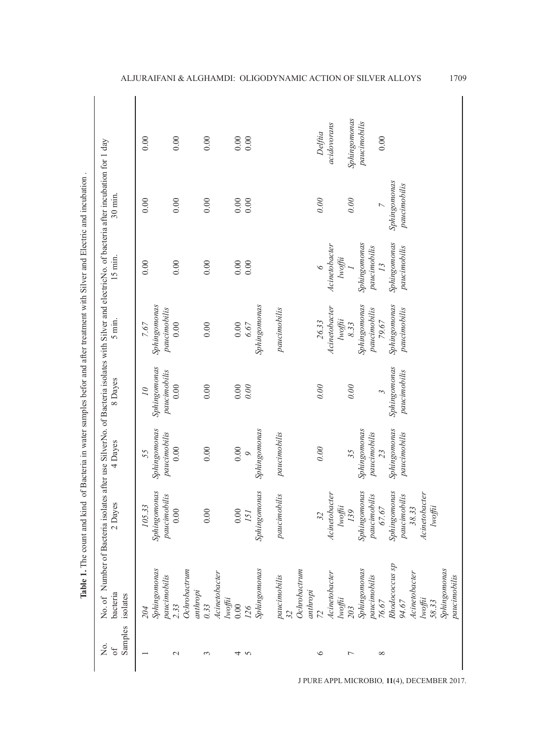**Table 1.** The count and kind of Bacteria in water samples befor and after treatment with Silver and Electric and incubation .

| No. of Samples | No. of bacteria isolates | Number of Bacteria isolates after use Silver | | | No. of Bacteria isolates with Silver and electric | | | No. of bacteria after incubation for 1 day |
|---|---|---|---|---|---|---|---|---|
| | | 2 Dayes | 4 Dayes | 8 Dayes | 5 min. | 15 min. | 30 min. | |
| 1 | 204 *Sphingomonas paucimobilis* | 105.33 *Sphingomonas paucimobilis* | 55 *Sphingomonas paucimobilis* | 10 *Sphingomonas paucimobilis* | 7.67 *Sphingomonas paucimobilis* | 0.00 | 0.00 | 0.00 |
| 2 | 2.33 *Ochrobactrum anthropi* | 0.00 | 0.00 | 0.00 | 0.00 | 0.00 | 0.00 | 0.00 |
| 3 | 0.33 *Acinetobacter lwoffii* | 0.00 | 0.00 | 0.00 | 0.00 | 0.00 | 0.00 | 0.00 |
| 4 | 0.00 | 0.00 | 0.00 | 0.00 | 0.00 | 0.00 | 0.00 | 0.00 |
| 5 | 126 *Sphingomonas paucimobilis* 32 *Ochrobactrum anthropi* | 151 *Sphingomonas paucimobilis* | 9 *Sphingomonas paucimobilis* | 0.00 | 6.67 *Sphingomonas paucimobilis* | 0.00 | 0.00 | 0.00 |
| 6 | 72 *Acinetobacter lwoffii* | 32 *Acinetobacter lwoffii* | 0.00 | 0.00 | 26.33 *Acinetobacter lwoffii* | 6 *Acinetobacter lwoffii* | 0.00 | *Delftia acidovorans* |
| 7 | 203 *Sphingomonas paucimobilis* | 139 *Sphingomonas paucimobilis* | 35 *Sphingomonas paucimobilis* | 0.00 | 8.33 *Sphingomonas paucimobilis* | 1 *Sphingomonas paucimobilis* | 0.00 | *Sphingomonas paucimobilis* |
| 8 | 76.67 *Rhodococcus sp* 94.67 *Acinetobacter lwoffii* 58.33 *Sphingomonas paucimobilis* | 67.67 *Sphingomonas paucimobilis* 38.33 *Acinetobacter lwoffii* | 23 *Sphingomonas paucimobilis* | 3 *Sphingomonas paucimobilis* | 79.67 *Sphingomonas paucimobilis* | 13 *Sphingomonas paucimobilis* | 7 *Sphingomonas paucimobilis* | 0.00 |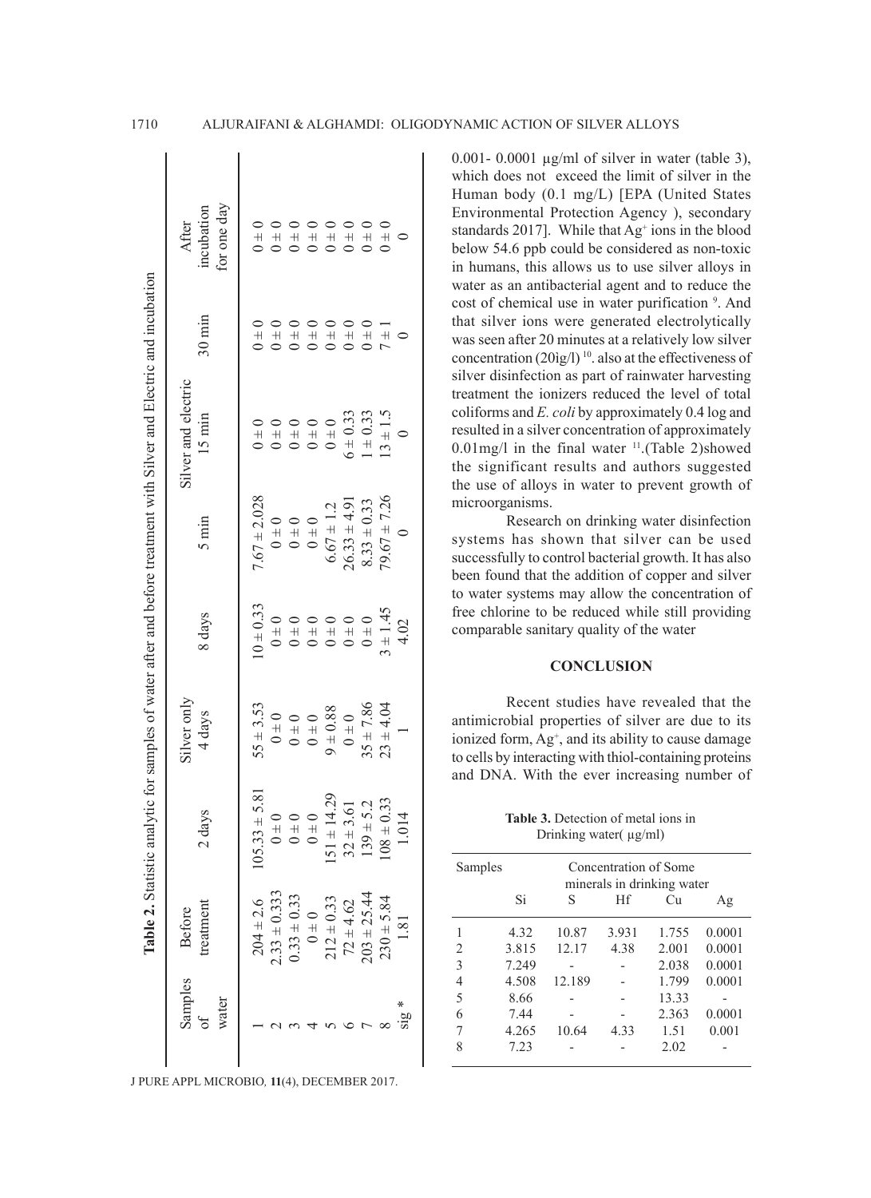**Table 2.** Statistic analytic for samples of water after and before treatment with Silver and Electric and incubation

| Samples of water | Before treatment | Silver only | | | Silver and electric | | | After incubation for one day |
|---|---|---|---|---|---|---|---|---|
| | | 2 days | 4 days | 8 days | 5 min | 15 min | 30 min | |
| 1 | 204 ± 2.6 | 105.33 ± 5.81 | 55 ± 3.53 | 10 ± 0.33 | 7.67 ± 2.028 | 0 ± 0 | 0 ± 0 | 0 ± 0 |
| 2 | 2.33 ± 0.333 | 0 ± 0 | 0 ± 0 | 0 ± 0 | 0 ± 0 | 0 ± 0 | 0 ± 0 | 0 ± 0 |
| 3 | 0.33 ± 0.33 | 0 ± 0 | 0 ± 0 | 0 ± 0 | 0 ± 0 | 0 ± 0 | 0 ± 0 | 0 ± 0 |
| 4 | 0 ± 0 | 0 ± 0 | 0 ± 0 | 0 ± 0 | 0 ± 0 | 0 ± 0 | 0 ± 0 | 0 ± 0 |
| 5 | 212 ± 0.33 | 151 ± 14.29 | 9 ± 0.88 | 0 ± 0 | 6.67 ± 1.2 | 0 ± 0 | 0 ± 0 | 0 ± 0 |
| 6 | 72 ± 4.62 | 32 ± 3.61 | 0 ± 0 | 0 ± 0 | 26.33 ± 4.91 | 6 ± 0.33 | 0 ± 0 | 0 ± 0 |
| 7 | 203 ± 25.44 | 139 ± 5.2 | 35 ± 7.86 | 0 ± 0 | 8.33 ± 0.33 | 1 ± 0.33 | 0 ± 0 | 0 ± 0 |
| 8 | 230 ± 5.84 | 108 ± 0.33 | 23 ± 4.04 | 3 ± 1.45 | 79.67 ± 7.26 | 13 ± 1.5 | 7 ± 1 | 0 ± 0 |
| sig * | 1.81 | 1.014 | 1 | 4.02 | 0 | 0 | 0 | 0 |

0.001- 0.0001 µg/ml of silver in water (table 3), which does not exceed the limit of silver in the Human body (0.1 mg/L) [EPA (United States Environmental Protection Agency ), secondary standards 2017]. While that $Ag^+$ ions in the blood below 54.6 ppb could be considered as non-toxic in humans, this allows us to use silver alloys in water as an antibacterial agent and to reduce the cost of chemical use in water purification [9]. And that silver ions were generated electrolytically was seen after 20 minutes at a relatively low silver concentration (20ìg/l) [10]. also at the effectiveness of silver disinfection as part of rainwater harvesting treatment the ionizers reduced the level of total coliforms and *E. coli* by approximately 0.4 log and resulted in a silver concentration of approximately 0.01mg/l in the final water [11].(Table 2)showed the significant results and authors suggested the use of alloys in water to prevent growth of microorganisms.

Research on drinking water disinfection systems has shown that silver can be used successfully to control bacterial growth. It has also been found that the addition of copper and silver to water systems may allow the concentration of free chlorine to be reduced while still providing comparable sanitary quality of the water

## CONCLUSION

Recent studies have revealed that the antimicrobial properties of silver are due to its ionized form, $Ag^+$, and its ability to cause damage to cells by interacting with thiol-containing proteins and DNA. With the ever increasing number of

**Table 3.** Detection of metal ions in Drinking water( µg/ml)

| Samples | Concentration of Some minerals in drinking water | | | | |
|---|---|---|---|---|---|
| | Si | S | Hf | Cu | Ag |
| 1 | 4.32 | 10.87 | 3.931 | 1.755 | 0.0001 |
| 2 | 3.815 | 12.17 | 4.38 | 2.001 | 0.0001 |
| 3 | 7.249 | - | - | 2.038 | 0.0001 |
| 4 | 4.508 | 12.189 | - | 1.799 | 0.0001 |
| 5 | 8.66 | - | - | 13.33 | - |
| 6 | 7.44 | - | - | 2.363 | 0.0001 |
| 7 | 4.265 | 10.64 | 4.33 | 1.51 | 0.001 |
| 8 | 7.23 | - | - | 2.02 | - |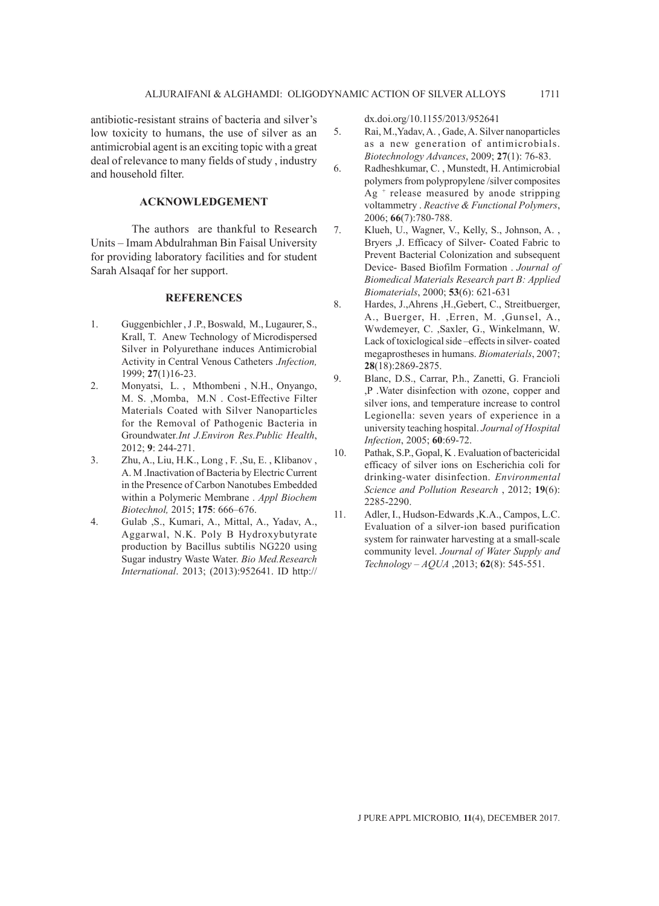antibiotic-resistant strains of bacteria and silver's low toxicity to humans, the use of silver as an antimicrobial agent is an exciting topic with a great deal of relevance to many fields of study , industry and household filter.

## ACKNOWLEDGEMENT

The authors are thankful to Research Units – Imam Abdulrahman Bin Faisal University for providing laboratory facilities and for student Sarah Alsaqaf for her support.

## REFERENCES

1. Guggenbichler , J .P., Boswald, M., Lugaurer, S., Krall, T. Anew Technology of Microdispersed Silver in Polyurethane induces Antimicrobial Activity in Central Venous Catheters .*Infection,* 1999; **27**(1)16-23.
2. Monyatsi, L. , Mthombeni , N.H., Onyango, M. S. ,Momba, M.N . Cost-Effective Filter Materials Coated with Silver Nanoparticles for the Removal of Pathogenic Bacteria in Groundwater.*Int J.Environ Res.Public Health*, 2012; **9**: 244-271.
3. Zhu, A., Liu, H.K., Long , F. ,Su, E. , Klibanov , A. M .Inactivation of Bacteria by Electric Current in the Presence of Carbon Nanotubes Embedded within a Polymeric Membrane . *Appl Biochem Biotechnol,* 2015; **175**: 666–676.
4. Gulab ,S., Kumari, A., Mittal, A., Yadav, A., Aggarwal, N.K. Poly B Hydroxybutyrate production by Bacillus subtilis NG220 using Sugar industry Waste Water. *Bio Med.Research International*. 2013; (2013):952641. ID http://dx.doi.org/10.1155/2013/952641
5. Rai, M.,Yadav, A. , Gade, A. Silver nanoparticles as a new generation of antimicrobials. *Biotechnology Advances*, 2009; **27**(1): 76-83.
6. Radheshkumar, C. , Munstedt, H. Antimicrobial polymers from polypropylene /silver composites $Ag^{+}$ release measured by anode stripping voltammetry . *Reactive & Functional Polymers*, 2006; **66**(7):780-788.
7. Klueh, U., Wagner, V., Kelly, S., Johnson, A. , Bryers ,J. Efficacy of Silver- Coated Fabric to Prevent Bacterial Colonization and subsequent Device- Based Biofilm Formation . *Journal of Biomedical Materials Research part B: Applied Biomaterials*, 2000; **53**(6): 621-631
8. Hardes, J.,Ahrens ,H.,Gebert, C., Streitbuerger, A., Buerger, H. ,Erren, M. ,Gunsel, A., Wwdemeyer, C. ,Saxler, G., Winkelmann, W. Lack of toxiclogical side –effects in silver- coated megaprostheses in humans. *Biomaterials*, 2007; **28**(18):2869-2875.
9. Blanc, D.S., Carrar, P.h., Zanetti, G. Francioli ,P .Water disinfection with ozone, copper and silver ions, and temperature increase to control Legionella: seven years of experience in a university teaching hospital. *Journal of Hospital Infection*, 2005; **60**:69-72.
10. Pathak, S.P., Gopal, K . Evaluation of bactericidal efficacy of silver ions on Escherichia coli for drinking-water disinfection. *Environmental Science and Pollution Research* , 2012; **19**(6): 2285-2290.
11. Adler, I., Hudson-Edwards ,K.A., Campos, L.C. Evaluation of a silver-ion based purification system for rainwater harvesting at a small-scale community level. *Journal of Water Supply and Technology – AQUA* ,2013; **62**(8): 545-551.